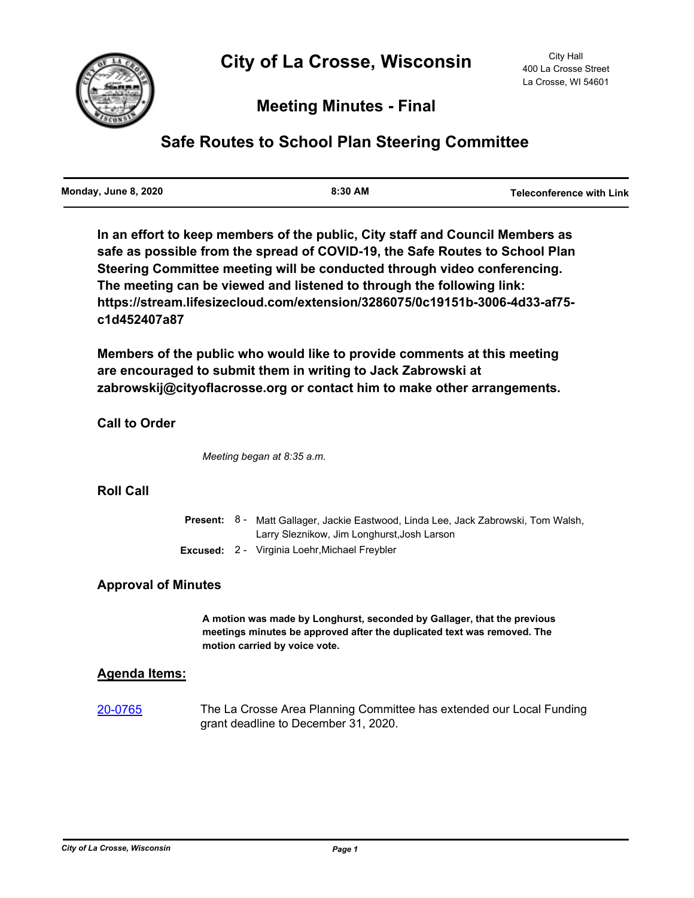# City of La Crosse, Wisconsin

City Hall
400 La Crosse Street
La Crosse, WI 54601

## Meeting Minutes - Final

## Safe Routes to School Plan Steering Committee

| Monday, June 8, 2020 | 8:30 AM | Teleconference with Link |
|---|---|---|

**In an effort to keep members of the public, City staff and Council Members as safe as possible from the spread of COVID-19, the Safe Routes to School Plan Steering Committee meeting will be conducted through video conferencing. The meeting can be viewed and listened to through the following link: https://stream.lifesizecloud.com/extension/3286075/0c19151b-3006-4d33-af75-c1d452407a87**

**Members of the public who would like to provide comments at this meeting are encouraged to submit them in writing to Jack Zabrowski at zabrowskij@cityoflacrosse.org or contact him to make other arrangements.**

### Call to Order

*Meeting began at 8:35 a.m.*

### Roll Call

**Present:** 8 - Matt Gallager, Jackie Eastwood, Linda Lee, Jack Zabrowski, Tom Walsh, Larry Sleznikow, Jim Longhurst,Josh Larson

**Excused:** 2 - Virginia Loehr,Michael Freybler

### Approval of Minutes

**A motion was made by Longhurst, seconded by Gallager, that the previous meetings minutes be approved after the duplicated text was removed. The motion carried by voice vote.**

### Agenda Items:

20-0765 The La Crosse Area Planning Committee has extended our Local Funding grant deadline to December 31, 2020.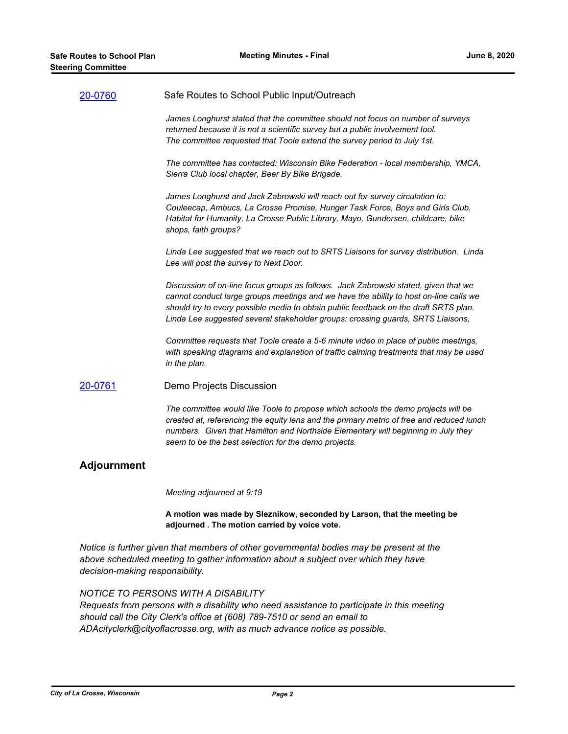[20-0760](#) Safe Routes to School Public Input/Outreach

*James Longhurst stated that the committee should not focus on number of surveys returned because it is not a scientific survey but a public involvement tool.*
*The committee requested that Toole extend the survey period to July 1st.*

*The committee has contacted: Wisconsin Bike Federation - local membership, YMCA, Sierra Club local chapter, Beer By Bike Brigade.*

*James Longhurst and Jack Zabrowski will reach out for survey circulation to: Couleecap, Ambucs, La Crosse Promise, Hunger Task Force, Boys and Girls Club, Habitat for Humanity, La Crosse Public Library, Mayo, Gundersen, childcare, bike shops, faith groups?*

*Linda Lee suggested that we reach out to SRTS Liaisons for survey distribution. Linda Lee will post the survey to Next Door.*

*Discussion of on-line focus groups as follows. Jack Zabrowski stated, given that we cannot conduct large groups meetings and we have the ability to host on-line calls we should try to every possible media to obtain public feedback on the draft SRTS plan. Linda Lee suggested several stakeholder groups: crossing guards, SRTS Liaisons,*

*Committee requests that Toole create a 5-6 minute video in place of public meetings, with speaking diagrams and explanation of traffic calming treatments that may be used in the plan.*

[20-0761](#) Demo Projects Discussion

*The committee would like Toole to propose which schools the demo projects will be created at, referencing the equity lens and the primary metric of free and reduced lunch numbers. Given that Hamilton and Northside Elementary will beginning in July they seem to be the best selection for the demo projects.*

## Adjournment

*Meeting adjourned at 9:19*

**A motion was made by Sleznikow, seconded by Larson, that the meeting be adjourned . The motion carried by voice vote.**

*Notice is further given that members of other governmental bodies may be present at the above scheduled meeting to gather information about a subject over which they have decision-making responsibility.*

*NOTICE TO PERSONS WITH A DISABILITY*
*Requests from persons with a disability who need assistance to participate in this meeting should call the City Clerk's office at (608) 789-7510 or send an email to ADAcityclerk@cityoflacrosse.org, with as much advance notice as possible.*